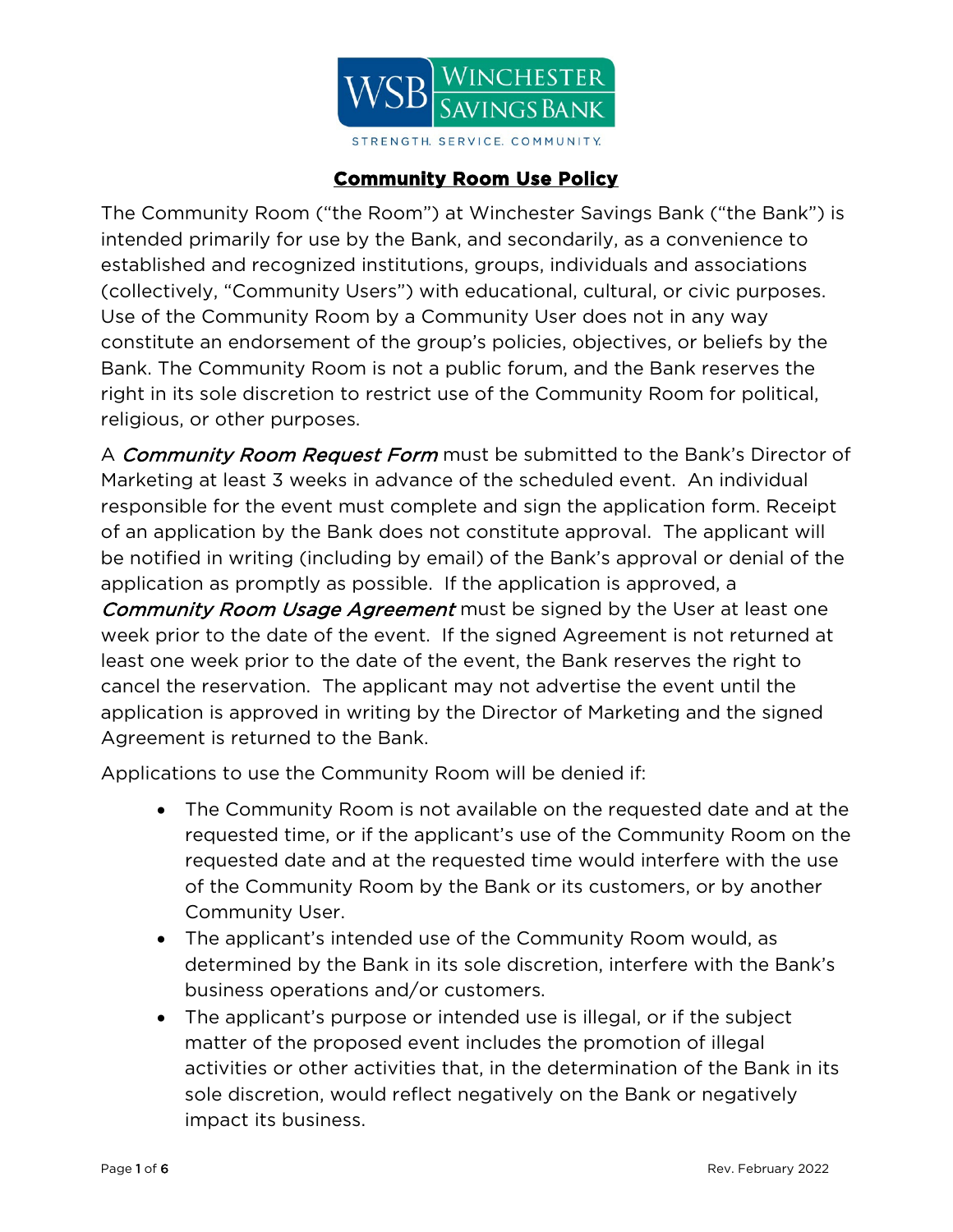# Community Room Use Policy

The Community Room ("the Room") at Winchester Savings Bank ("the Bank") is intended primarily for use by the Bank, and secondarily, as a convenience to established and recognized institutions, groups, individuals and associations (collectively, "Community Users") with educational, cultural, or civic purposes. Use of the Community Room by a Community User does not in any way constitute an endorsement of the group's policies, objectives, or beliefs by the Bank. The Community Room is not a public forum, and the Bank reserves the right in its sole discretion to restrict use of the Community Room for political, religious, or other purposes.

A *Community Room Request Form* must be submitted to the Bank's Director of Marketing at least 3 weeks in advance of the scheduled event. An individual responsible for the event must complete and sign the application form. Receipt of an application by the Bank does not constitute approval. The applicant will be notified in writing (including by email) of the Bank's approval or denial of the application as promptly as possible. If the application is approved, a *Community Room Usage Agreement* must be signed by the User at least one week prior to the date of the event. If the signed Agreement is not returned at least one week prior to the date of the event, the Bank reserves the right to cancel the reservation. The applicant may not advertise the event until the application is approved in writing by the Director of Marketing and the signed Agreement is returned to the Bank.

Applications to use the Community Room will be denied if:

- The Community Room is not available on the requested date and at the requested time, or if the applicant's use of the Community Room on the requested date and at the requested time would interfere with the use of the Community Room by the Bank or its customers, or by another Community User.
- The applicant's intended use of the Community Room would, as determined by the Bank in its sole discretion, interfere with the Bank's business operations and/or customers.
- The applicant's purpose or intended use is illegal, or if the subject matter of the proposed event includes the promotion of illegal activities or other activities that, in the determination of the Bank in its sole discretion, would reflect negatively on the Bank or negatively impact its business.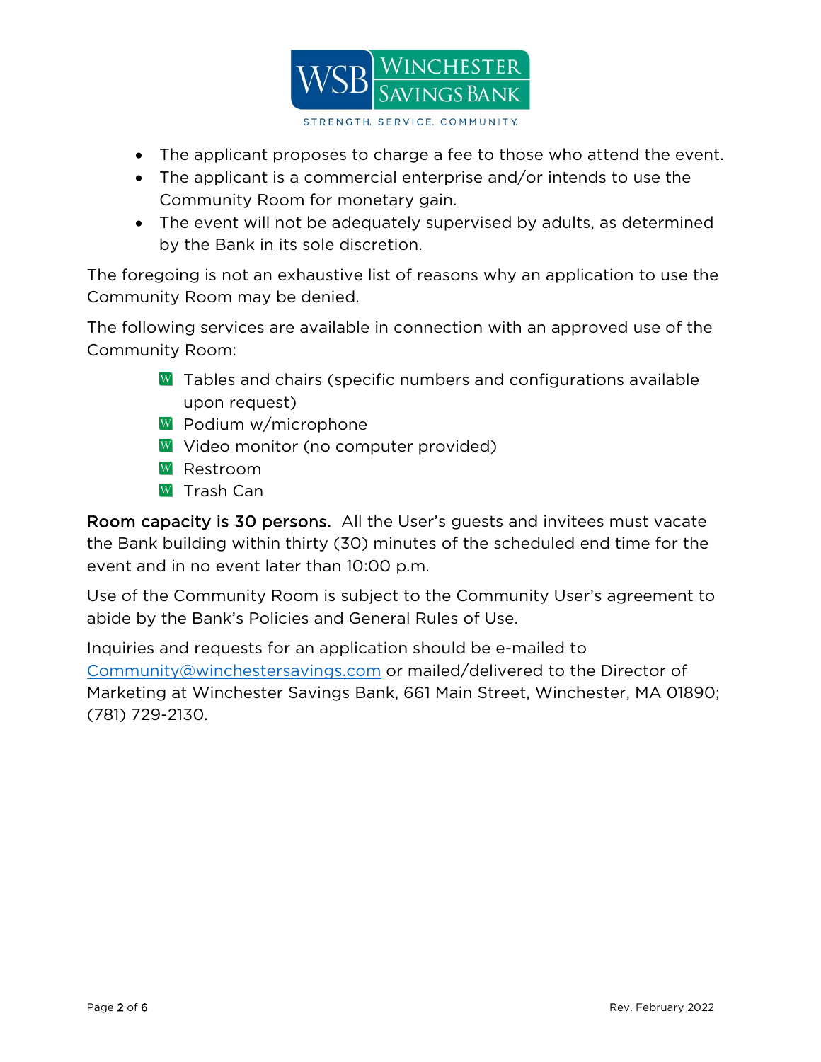- The applicant proposes to charge a fee to those who attend the event.
- The applicant is a commercial enterprise and/or intends to use the Community Room for monetary gain.
- The event will not be adequately supervised by adults, as determined by the Bank in its sole discretion.

The foregoing is not an exhaustive list of reasons why an application to use the Community Room may be denied.

The following services are available in connection with an approved use of the Community Room:

- Tables and chairs (specific numbers and configurations available upon request)
- Podium w/microphone
- Video monitor (no computer provided)
- Restroom
- Trash Can

**Room capacity is 30 persons.** All the User's guests and invitees must vacate the Bank building within thirty (30) minutes of the scheduled end time for the event and in no event later than 10:00 p.m.

Use of the Community Room is subject to the Community User's agreement to abide by the Bank's Policies and General Rules of Use.

Inquiries and requests for an application should be e-mailed to Community@winchestersavings.com or mailed/delivered to the Director of Marketing at Winchester Savings Bank, 661 Main Street, Winchester, MA 01890; (781) 729-2130.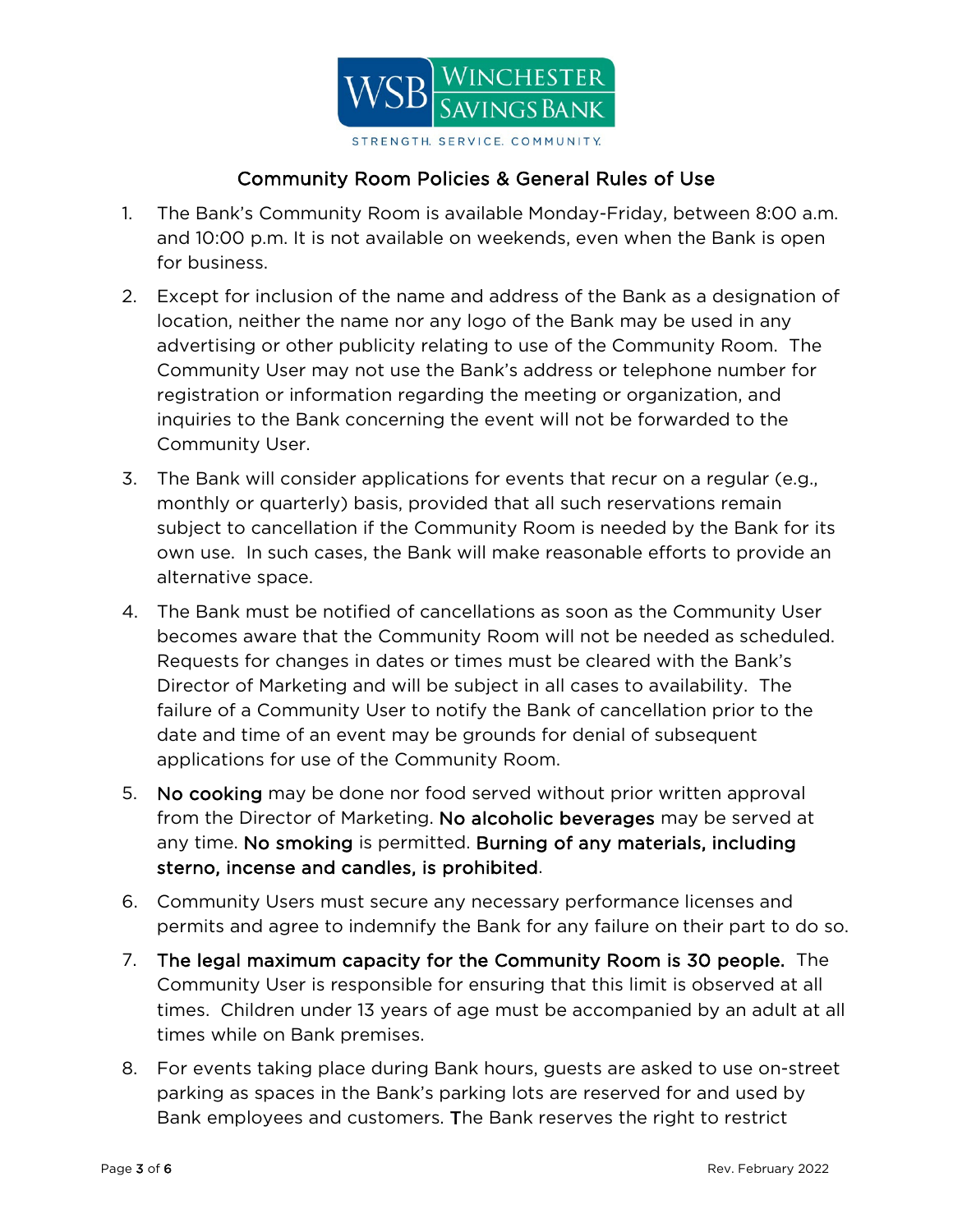## Community Room Policies & General Rules of Use

1. The Bank's Community Room is available Monday-Friday, between 8:00 a.m. and 10:00 p.m. It is not available on weekends, even when the Bank is open for business.

2. Except for inclusion of the name and address of the Bank as a designation of location, neither the name nor any logo of the Bank may be used in any advertising or other publicity relating to use of the Community Room. The Community User may not use the Bank's address or telephone number for registration or information regarding the meeting or organization, and inquiries to the Bank concerning the event will not be forwarded to the Community User.

3. The Bank will consider applications for events that recur on a regular (e.g., monthly or quarterly) basis, provided that all such reservations remain subject to cancellation if the Community Room is needed by the Bank for its own use. In such cases, the Bank will make reasonable efforts to provide an alternative space.

4. The Bank must be notified of cancellations as soon as the Community User becomes aware that the Community Room will not be needed as scheduled. Requests for changes in dates or times must be cleared with the Bank's Director of Marketing and will be subject in all cases to availability. The failure of a Community User to notify the Bank of cancellation prior to the date and time of an event may be grounds for denial of subsequent applications for use of the Community Room.

5. No cooking may be done nor food served without prior written approval from the Director of Marketing. No alcoholic beverages may be served at any time. No smoking is permitted. **Burning of any materials, including sterno, incense and candles, is prohibited**.

6. Community Users must secure any necessary performance licenses and permits and agree to indemnify the Bank for any failure on their part to do so.

7. **The legal maximum capacity for the Community Room is 30 people.** The Community User is responsible for ensuring that this limit is observed at all times. Children under 13 years of age must be accompanied by an adult at all times while on Bank premises.

8. For events taking place during Bank hours, guests are asked to use on-street parking as spaces in the Bank's parking lots are reserved for and used by Bank employees and customers. The Bank reserves the right to restrict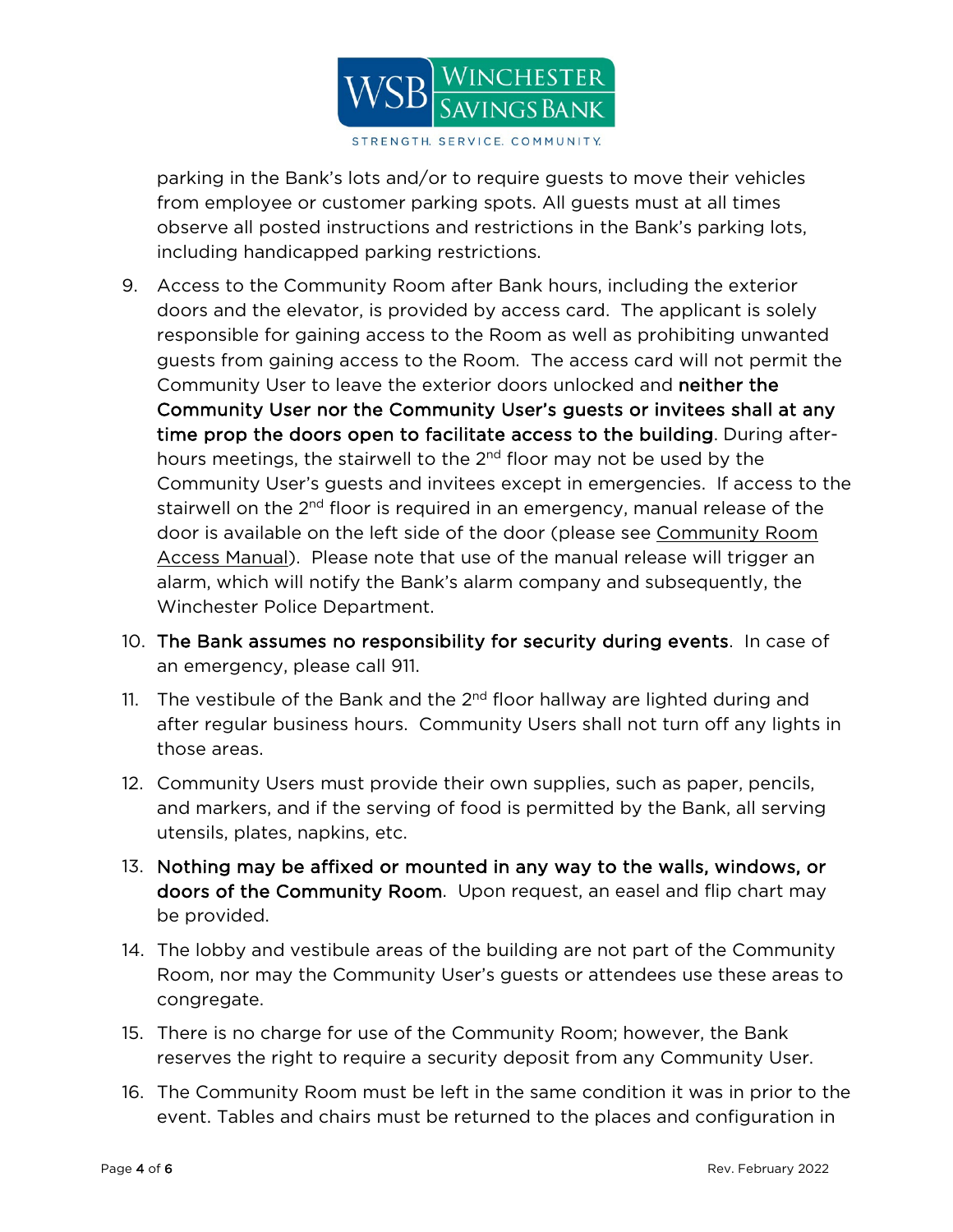parking in the Bank's lots and/or to require guests to move their vehicles from employee or customer parking spots. All guests must at all times observe all posted instructions and restrictions in the Bank's parking lots, including handicapped parking restrictions.

9. Access to the Community Room after Bank hours, including the exterior doors and the elevator, is provided by access card. The applicant is solely responsible for gaining access to the Room as well as prohibiting unwanted guests from gaining access to the Room. The access card will not permit the Community User to leave the exterior doors unlocked and **neither the Community User nor the Community User's guests or invitees shall at any time prop the doors open to facilitate access to the building**. During after-hours meetings, the stairwell to the 2nd floor may not be used by the Community User's guests and invitees except in emergencies. If access to the stairwell on the 2nd floor is required in an emergency, manual release of the door is available on the left side of the door (please see Community Room Access Manual). Please note that use of the manual release will trigger an alarm, which will notify the Bank's alarm company and subsequently, the Winchester Police Department.

10. **The Bank assumes no responsibility for security during events**. In case of an emergency, please call 911.

11. The vestibule of the Bank and the 2nd floor hallway are lighted during and after regular business hours. Community Users shall not turn off any lights in those areas.

12. Community Users must provide their own supplies, such as paper, pencils, and markers, and if the serving of food is permitted by the Bank, all serving utensils, plates, napkins, etc.

13. **Nothing may be affixed or mounted in any way to the walls, windows, or doors of the Community Room**. Upon request, an easel and flip chart may be provided.

14. The lobby and vestibule areas of the building are not part of the Community Room, nor may the Community User's guests or attendees use these areas to congregate.

15. There is no charge for use of the Community Room; however, the Bank reserves the right to require a security deposit from any Community User.

16. The Community Room must be left in the same condition it was in prior to the event. Tables and chairs must be returned to the places and configuration in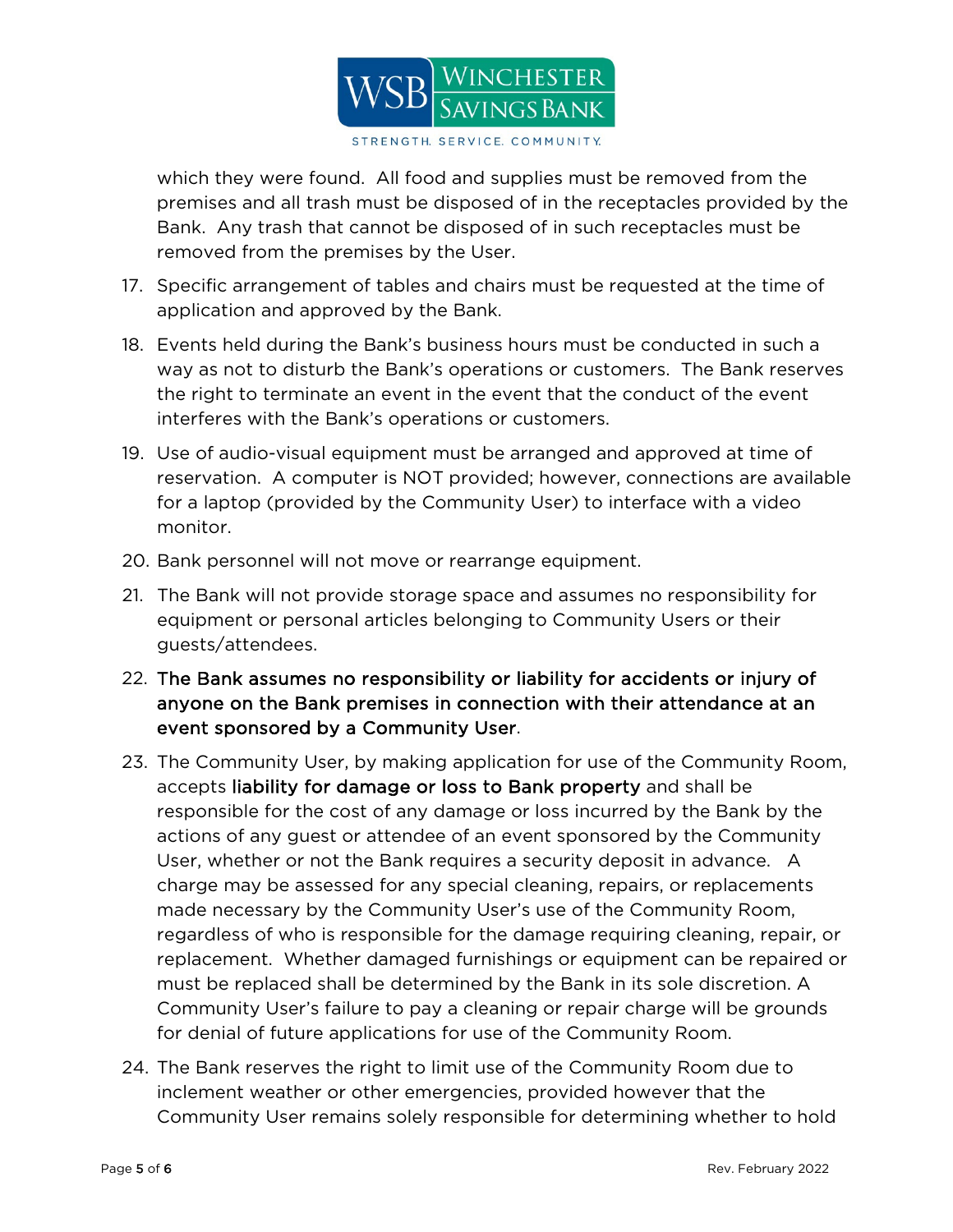which they were found. All food and supplies must be removed from the premises and all trash must be disposed of in the receptacles provided by the Bank. Any trash that cannot be disposed of in such receptacles must be removed from the premises by the User.

17. Specific arrangement of tables and chairs must be requested at the time of application and approved by the Bank.
18. Events held during the Bank's business hours must be conducted in such a way as not to disturb the Bank's operations or customers. The Bank reserves the right to terminate an event in the event that the conduct of the event interferes with the Bank's operations or customers.
19. Use of audio-visual equipment must be arranged and approved at time of reservation. A computer is NOT provided; however, connections are available for a laptop (provided by the Community User) to interface with a video monitor.
20. Bank personnel will not move or rearrange equipment.
21. The Bank will not provide storage space and assumes no responsibility for equipment or personal articles belonging to Community Users or their guests/attendees.
22. **The Bank assumes no responsibility or liability for accidents or injury of anyone on the Bank premises in connection with their attendance at an event sponsored by a Community User**.
23. The Community User, by making application for use of the Community Room, accepts **liability for damage or loss to Bank property** and shall be responsible for the cost of any damage or loss incurred by the Bank by the actions of any guest or attendee of an event sponsored by the Community User, whether or not the Bank requires a security deposit in advance. A charge may be assessed for any special cleaning, repairs, or replacements made necessary by the Community User's use of the Community Room, regardless of who is responsible for the damage requiring cleaning, repair, or replacement. Whether damaged furnishings or equipment can be repaired or must be replaced shall be determined by the Bank in its sole discretion. A Community User's failure to pay a cleaning or repair charge will be grounds for denial of future applications for use of the Community Room.
24. The Bank reserves the right to limit use of the Community Room due to inclement weather or other emergencies, provided however that the Community User remains solely responsible for determining whether to hold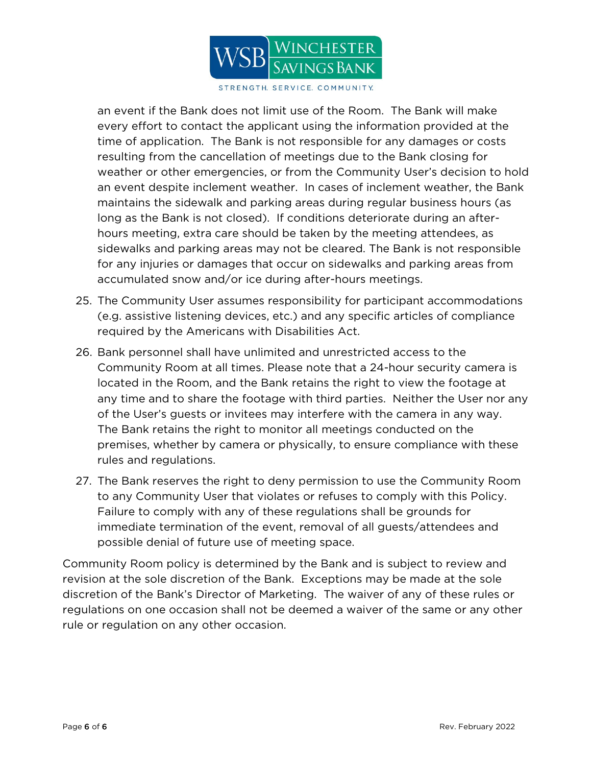an event if the Bank does not limit use of the Room. The Bank will make every effort to contact the applicant using the information provided at the time of application. The Bank is not responsible for any damages or costs resulting from the cancellation of meetings due to the Bank closing for weather or other emergencies, or from the Community User's decision to hold an event despite inclement weather. In cases of inclement weather, the Bank maintains the sidewalk and parking areas during regular business hours (as long as the Bank is not closed). If conditions deteriorate during an after-hours meeting, extra care should be taken by the meeting attendees, as sidewalks and parking areas may not be cleared. The Bank is not responsible for any injuries or damages that occur on sidewalks and parking areas from accumulated snow and/or ice during after-hours meetings.

25. The Community User assumes responsibility for participant accommodations (e.g. assistive listening devices, etc.) and any specific articles of compliance required by the Americans with Disabilities Act.
26. Bank personnel shall have unlimited and unrestricted access to the Community Room at all times. Please note that a 24-hour security camera is located in the Room, and the Bank retains the right to view the footage at any time and to share the footage with third parties. Neither the User nor any of the User's guests or invitees may interfere with the camera in any way. The Bank retains the right to monitor all meetings conducted on the premises, whether by camera or physically, to ensure compliance with these rules and regulations.
27. The Bank reserves the right to deny permission to use the Community Room to any Community User that violates or refuses to comply with this Policy. Failure to comply with any of these regulations shall be grounds for immediate termination of the event, removal of all guests/attendees and possible denial of future use of meeting space.

Community Room policy is determined by the Bank and is subject to review and revision at the sole discretion of the Bank. Exceptions may be made at the sole discretion of the Bank's Director of Marketing. The waiver of any of these rules or regulations on one occasion shall not be deemed a waiver of the same or any other rule or regulation on any other occasion.